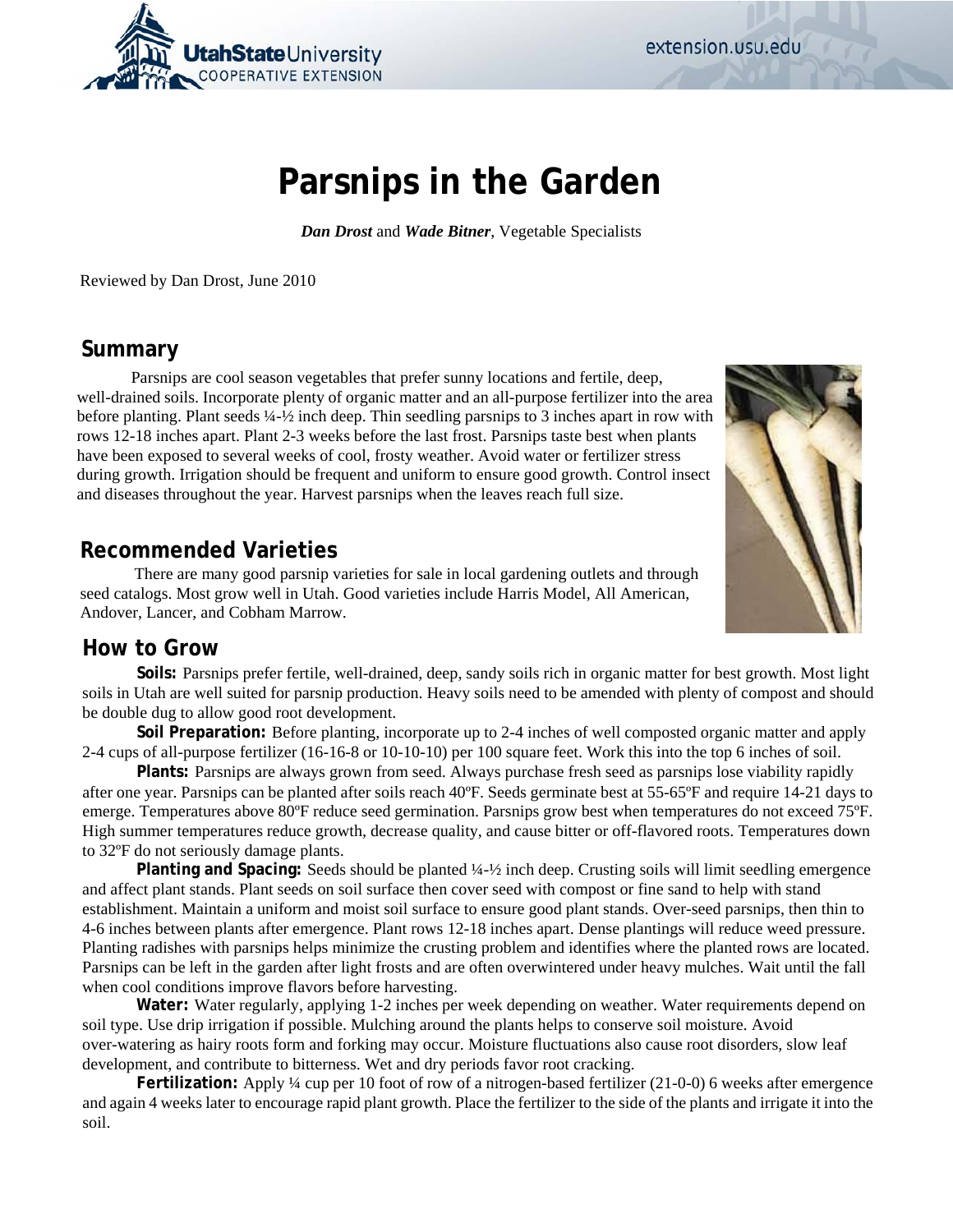# Parsnips in the Garden

***Dan Drost*** and ***Wade Bitner***, Vegetable Specialists

Reviewed by Dan Drost, June 2010

## Summary

Parsnips are cool season vegetables that prefer sunny locations and fertile, deep, well-drained soils. Incorporate plenty of organic matter and an all-purpose fertilizer into the area before planting. Plant seeds ¼-½ inch deep. Thin seedling parsnips to 3 inches apart in row with rows 12-18 inches apart. Plant 2-3 weeks before the last frost. Parsnips taste best when plants have been exposed to several weeks of cool, frosty weather. Avoid water or fertilizer stress during growth. Irrigation should be frequent and uniform to ensure good growth. Control insect and diseases throughout the year. Harvest parsnips when the leaves reach full size.

## Recommended Varieties

There are many good parsnip varieties for sale in local gardening outlets and through seed catalogs. Most grow well in Utah. Good varieties include Harris Model, All American, Andover, Lancer, and Cobham Marrow.

## How to Grow

**Soils:** Parsnips prefer fertile, well-drained, deep, sandy soils rich in organic matter for best growth. Most light soils in Utah are well suited for parsnip production. Heavy soils need to be amended with plenty of compost and should be double dug to allow good root development.

**Soil Preparation:** Before planting, incorporate up to 2-4 inches of well composted organic matter and apply 2-4 cups of all-purpose fertilizer (16-16-8 or 10-10-10) per 100 square feet. Work this into the top 6 inches of soil.

**Plants:** Parsnips are always grown from seed. Always purchase fresh seed as parsnips lose viability rapidly after one year. Parsnips can be planted after soils reach 40ºF. Seeds germinate best at 55-65ºF and require 14-21 days to emerge. Temperatures above 80ºF reduce seed germination. Parsnips grow best when temperatures do not exceed 75ºF. High summer temperatures reduce growth, decrease quality, and cause bitter or off-flavored roots. Temperatures down to 32ºF do not seriously damage plants.

**Planting and Spacing:** Seeds should be planted ¼-½ inch deep. Crusting soils will limit seedling emergence and affect plant stands. Plant seeds on soil surface then cover seed with compost or fine sand to help with stand establishment. Maintain a uniform and moist soil surface to ensure good plant stands. Over-seed parsnips, then thin to 4-6 inches between plants after emergence. Plant rows 12-18 inches apart. Dense plantings will reduce weed pressure. Planting radishes with parsnips helps minimize the crusting problem and identifies where the planted rows are located. Parsnips can be left in the garden after light frosts and are often overwintered under heavy mulches. Wait until the fall when cool conditions improve flavors before harvesting.

**Water:** Water regularly, applying 1-2 inches per week depending on weather. Water requirements depend on soil type. Use drip irrigation if possible. Mulching around the plants helps to conserve soil moisture. Avoid over-watering as hairy roots form and forking may occur. Moisture fluctuations also cause root disorders, slow leaf development, and contribute to bitterness. Wet and dry periods favor root cracking.

**Fertilization:** Apply ¼ cup per 10 foot of row of a nitrogen-based fertilizer (21-0-0) 6 weeks after emergence and again 4 weeks later to encourage rapid plant growth. Place the fertilizer to the side of the plants and irrigate it into the soil.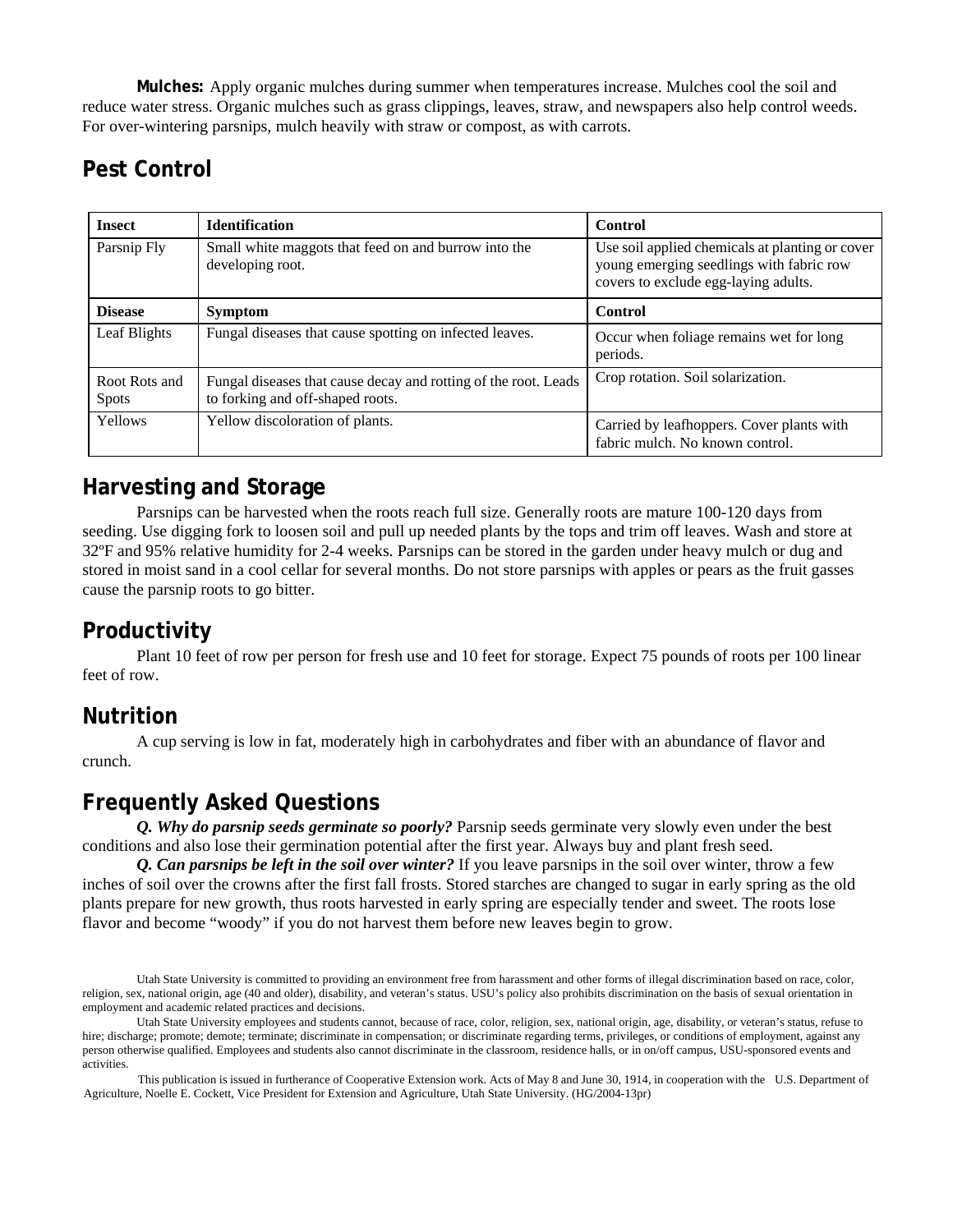**Mulches:** Apply organic mulches during summer when temperatures increase. Mulches cool the soil and reduce water stress. Organic mulches such as grass clippings, leaves, straw, and newspapers also help control weeds. For over-wintering parsnips, mulch heavily with straw or compost, as with carrots.

## Pest Control

| **Insect** | **Identification** | **Control** |
|---|---|---|
| Parsnip Fly | Small white maggots that feed on and burrow into the developing root. | Use soil applied chemicals at planting or cover young emerging seedlings with fabric row covers to exclude egg-laying adults. |
| **Disease** | **Symptom** | **Control** |
| Leaf Blights | Fungal diseases that cause spotting on infected leaves. | Occur when foliage remains wet for long periods. |
| Root Rots and Spots | Fungal diseases that cause decay and rotting of the root. Leads to forking and off-shaped roots. | Crop rotation. Soil solarization. |
| Yellows | Yellow discoloration of plants. | Carried by leafhoppers. Cover plants with fabric mulch. No known control. |

## Harvesting and Storage

Parsnips can be harvested when the roots reach full size. Generally roots are mature 100-120 days from seeding. Use digging fork to loosen soil and pull up needed plants by the tops and trim off leaves. Wash and store at 32ºF and 95% relative humidity for 2-4 weeks. Parsnips can be stored in the garden under heavy mulch or dug and stored in moist sand in a cool cellar for several months. Do not store parsnips with apples or pears as the fruit gasses cause the parsnip roots to go bitter.

## Productivity

Plant 10 feet of row per person for fresh use and 10 feet for storage. Expect 75 pounds of roots per 100 linear feet of row.

## Nutrition

A cup serving is low in fat, moderately high in carbohydrates and fiber with an abundance of flavor and crunch.

## Frequently Asked Questions

***Q. Why do parsnip seeds germinate so poorly?*** Parsnip seeds germinate very slowly even under the best conditions and also lose their germination potential after the first year. Always buy and plant fresh seed.

***Q. Can parsnips be left in the soil over winter?*** If you leave parsnips in the soil over winter, throw a few inches of soil over the crowns after the first fall frosts. Stored starches are changed to sugar in early spring as the old plants prepare for new growth, thus roots harvested in early spring are especially tender and sweet. The roots lose flavor and become "woody" if you do not harvest them before new leaves begin to grow.

Utah State University is committed to providing an environment free from harassment and other forms of illegal discrimination based on race, color, religion, sex, national origin, age (40 and older), disability, and veteran's status. USU's policy also prohibits discrimination on the basis of sexual orientation in employment and academic related practices and decisions.

Utah State University employees and students cannot, because of race, color, religion, sex, national origin, age, disability, or veteran's status, refuse to hire; discharge; promote; demote; terminate; discriminate in compensation; or discriminate regarding terms, privileges, or conditions of employment, against any person otherwise qualified. Employees and students also cannot discriminate in the classroom, residence halls, or in on/off campus, USU-sponsored events and activities.

This publication is issued in furtherance of Cooperative Extension work. Acts of May 8 and June 30, 1914, in cooperation with the U.S. Department of Agriculture, Noelle E. Cockett, Vice President for Extension and Agriculture, Utah State University. (HG/2004-13pr)